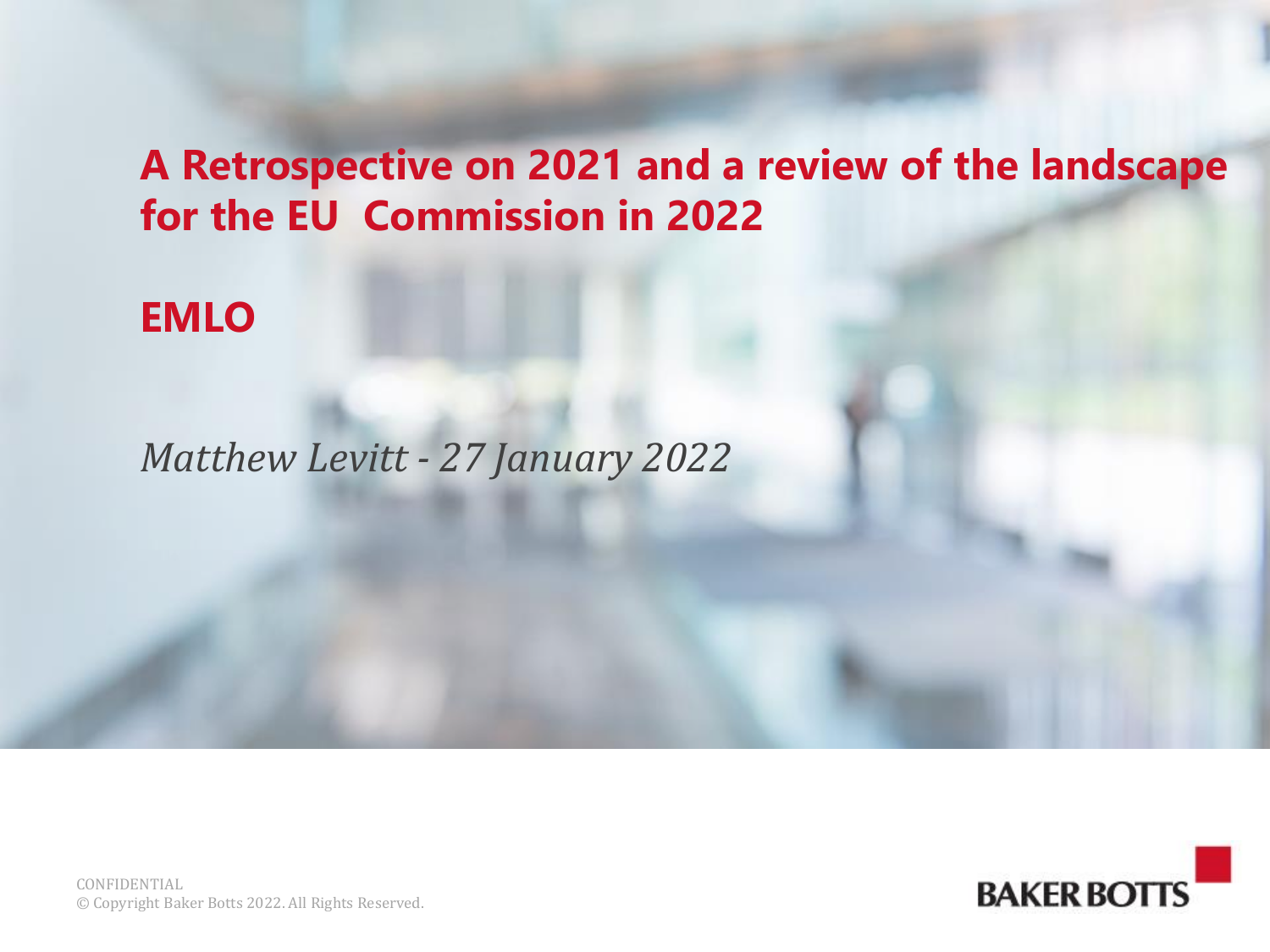# A Retrospective on 2021 and a review of the landscape for the EU Commission in 2022

## EMLO

*Matthew Levitt - 27 January 2022*

CONFIDENTIAL
© Copyright Baker Botts 2022. All Rights Reserved.

BAKER BOTTS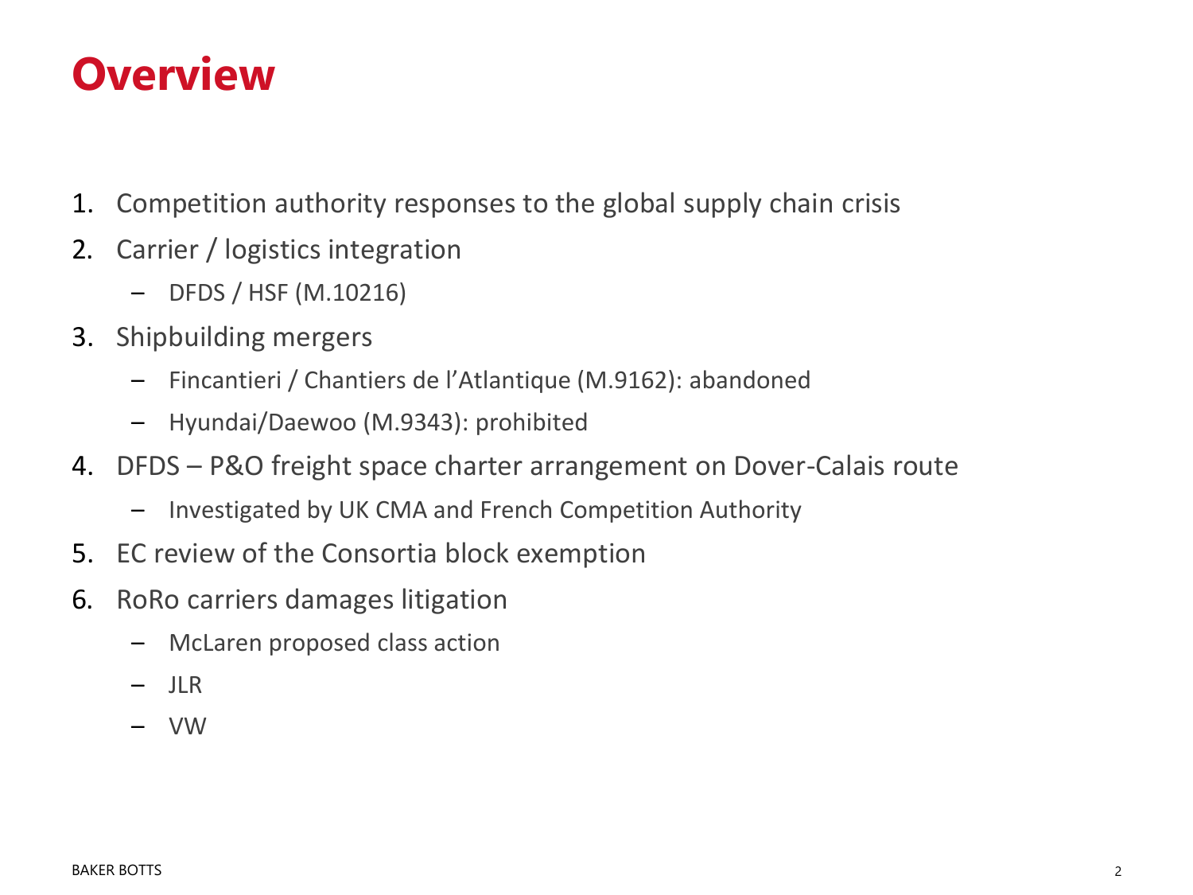# Overview

1. Competition authority responses to the global supply chain crisis
2. Carrier / logistics integration
   - DFDS / HSF (M.10216)
3. Shipbuilding mergers
   - Fincantieri / Chantiers de l'Atlantique (M.9162): abandoned
   - Hyundai/Daewoo (M.9343): prohibited
4. DFDS – P&O freight space charter arrangement on Dover-Calais route
   - Investigated by UK CMA and French Competition Authority
5. EC review of the Consortia block exemption
6. RoRo carriers damages litigation
   - McLaren proposed class action
   - JLR
   - VW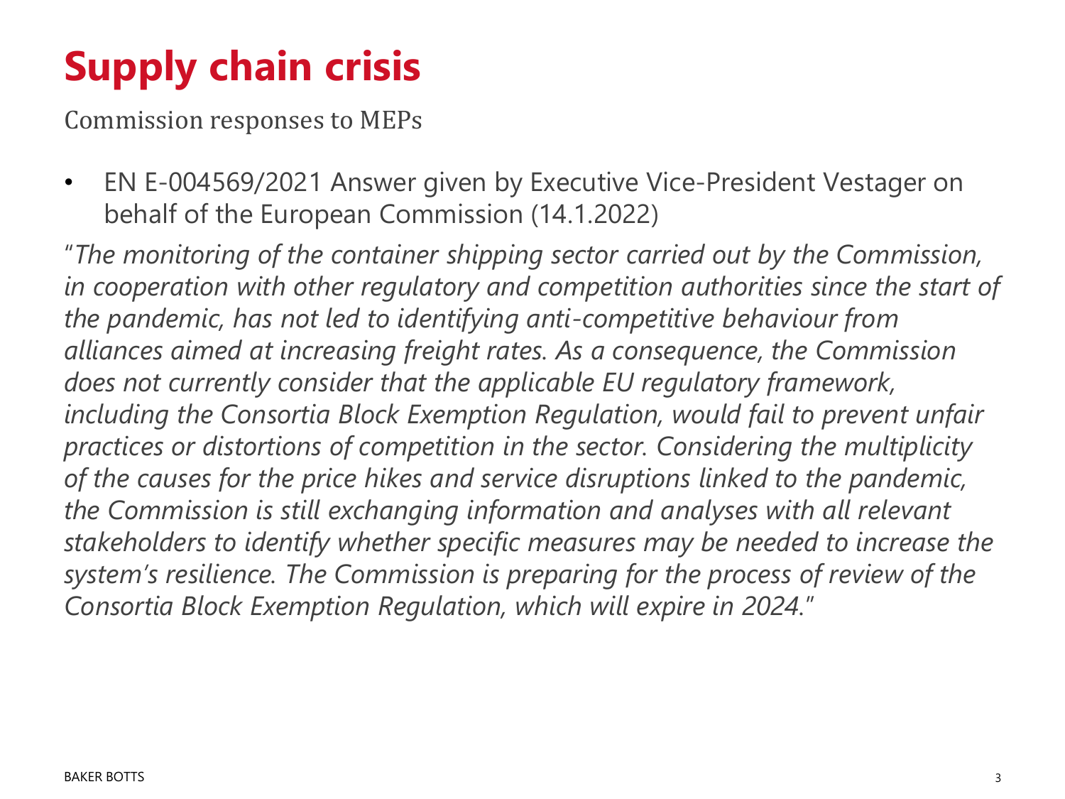# Supply chain crisis

Commission responses to MEPs

- EN E-004569/2021 Answer given by Executive Vice-President Vestager on behalf of the European Commission (14.1.2022)

"*The monitoring of the container shipping sector carried out by the Commission, in cooperation with other regulatory and competition authorities since the start of the pandemic, has not led to identifying anti-competitive behaviour from alliances aimed at increasing freight rates. As a consequence, the Commission does not currently consider that the applicable EU regulatory framework, including the Consortia Block Exemption Regulation, would fail to prevent unfair practices or distortions of competition in the sector. Considering the multiplicity of the causes for the price hikes and service disruptions linked to the pandemic, the Commission is still exchanging information and analyses with all relevant stakeholders to identify whether specific measures may be needed to increase the system's resilience. The Commission is preparing for the process of review of the Consortia Block Exemption Regulation, which will expire in 2024.*"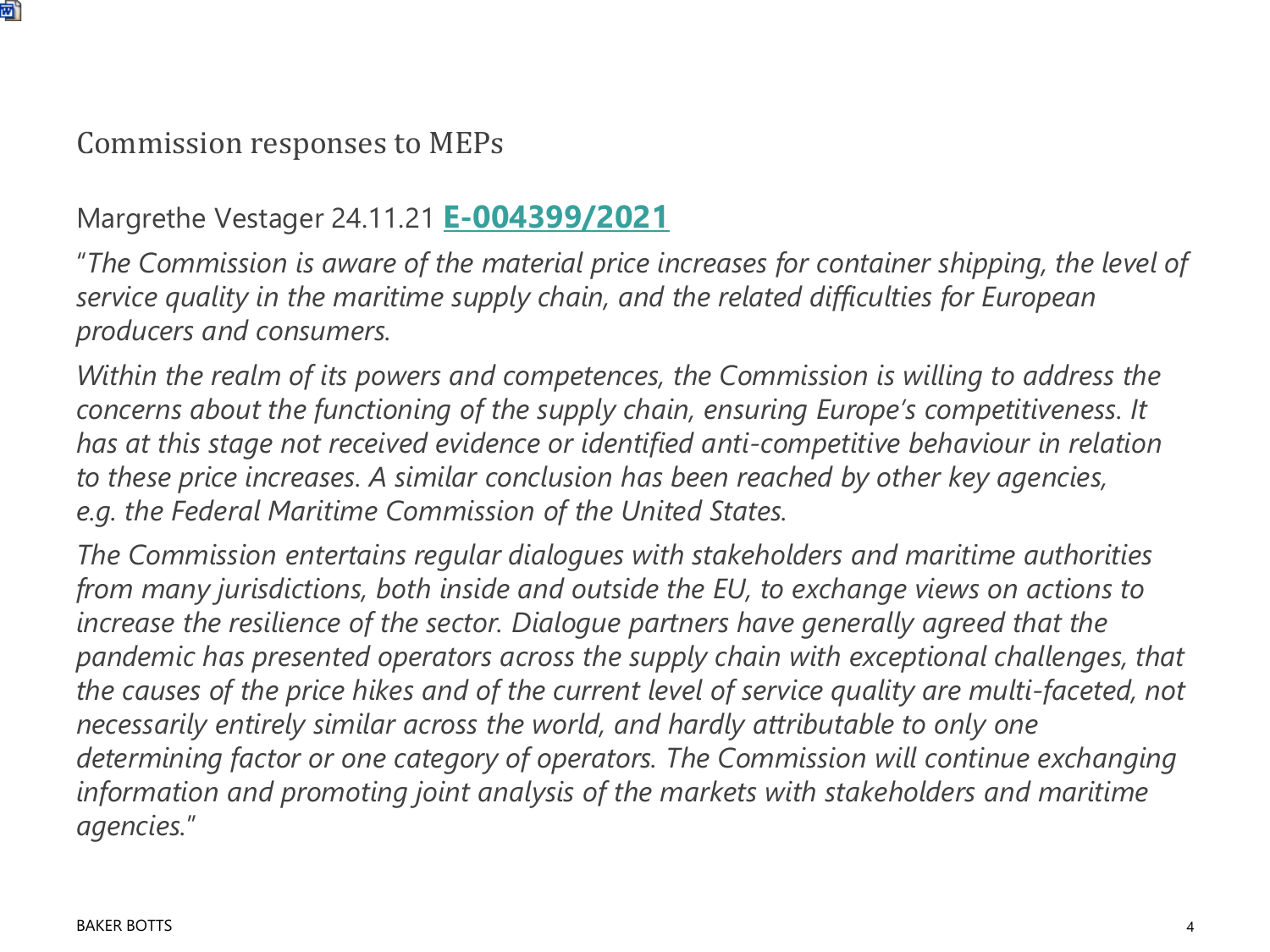## Commission responses to MEPs

Margrethe Vestager 24.11.21 **E-004399/2021**

"*The Commission is aware of the material price increases for container shipping, the level of service quality in the maritime supply chain, and the related difficulties for European producers and consumers.*

*Within the realm of its powers and competences, the Commission is willing to address the concerns about the functioning of the supply chain, ensuring Europe's competitiveness. It has at this stage not received evidence or identified anti-competitive behaviour in relation to these price increases. A similar conclusion has been reached by other key agencies, e.g. the Federal Maritime Commission of the United States.*

*The Commission entertains regular dialogues with stakeholders and maritime authorities from many jurisdictions, both inside and outside the EU, to exchange views on actions to increase the resilience of the sector. Dialogue partners have generally agreed that the pandemic has presented operators across the supply chain with exceptional challenges, that the causes of the price hikes and of the current level of service quality are multi-faceted, not necessarily entirely similar across the world, and hardly attributable to only one determining factor or one category of operators. The Commission will continue exchanging information and promoting joint analysis of the markets with stakeholders and maritime agencies.*"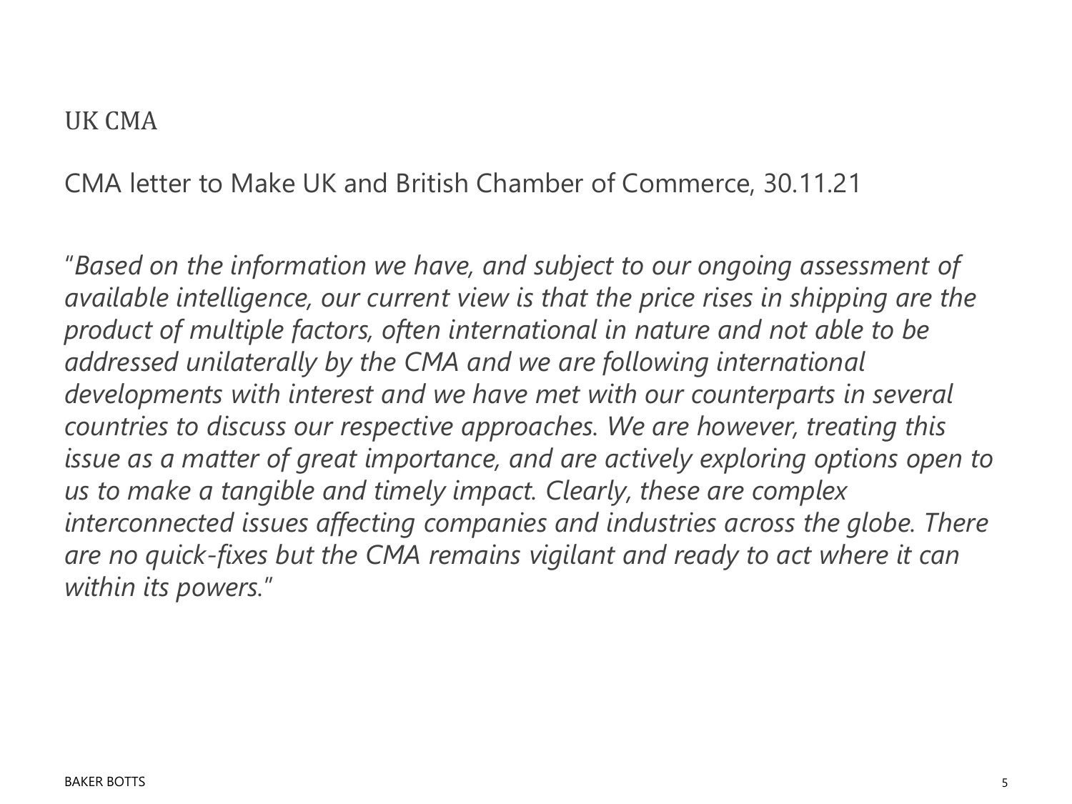## UK CMA

### CMA letter to Make UK and British Chamber of Commerce, 30.11.21

"*Based on the information we have, and subject to our ongoing assessment of available intelligence, our current view is that the price rises in shipping are the product of multiple factors, often international in nature and not able to be addressed unilaterally by the CMA and we are following international developments with interest and we have met with our counterparts in several countries to discuss our respective approaches. We are however, treating this issue as a matter of great importance, and are actively exploring options open to us to make a tangible and timely impact. Clearly, these are complex interconnected issues affecting companies and industries across the globe. There are no quick-fixes but the CMA remains vigilant and ready to act where it can within its powers.*"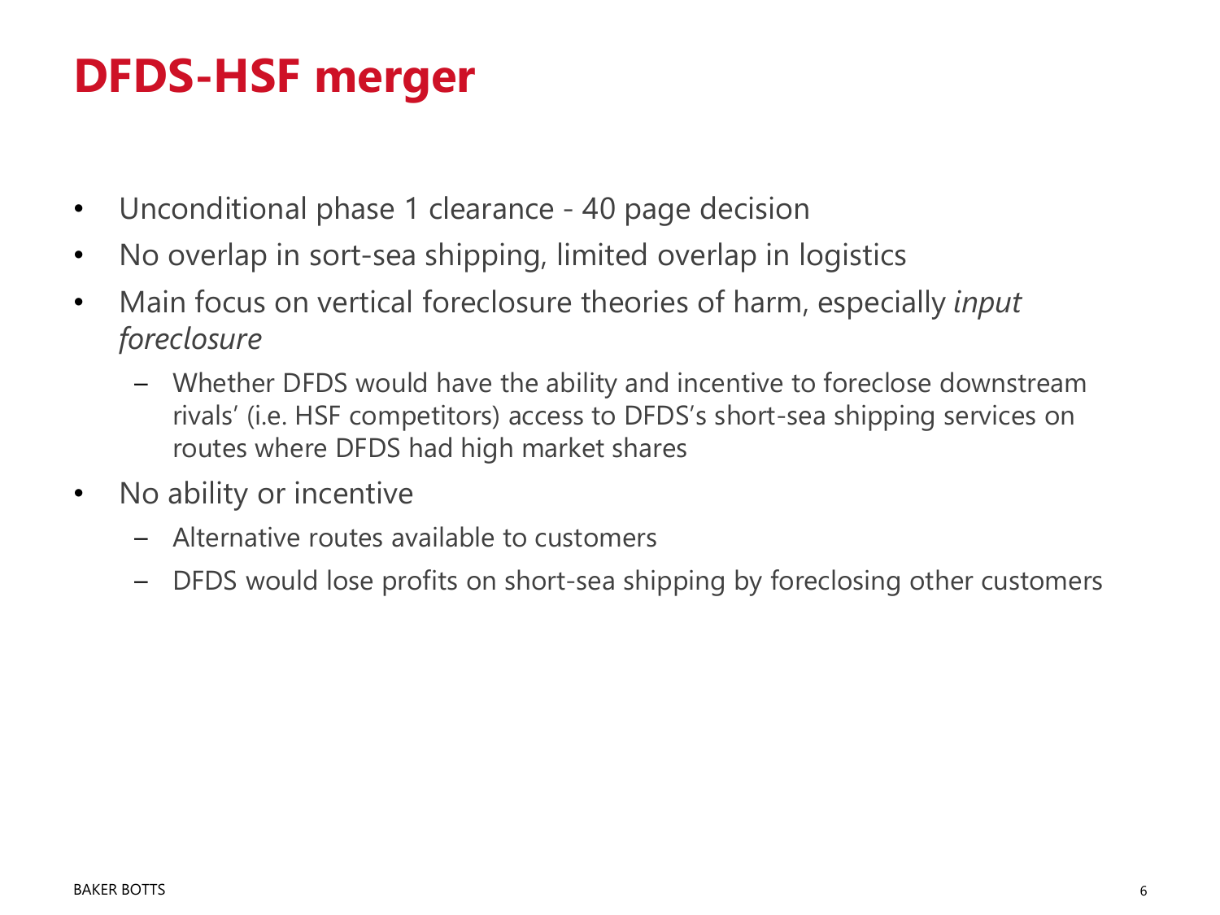# DFDS-HSF merger

- Unconditional phase 1 clearance - 40 page decision
- No overlap in sort-sea shipping, limited overlap in logistics
- Main focus on vertical foreclosure theories of harm, especially *input foreclosure*
  - Whether DFDS would have the ability and incentive to foreclose downstream rivals' (i.e. HSF competitors) access to DFDS's short-sea shipping services on routes where DFDS had high market shares
- No ability or incentive
  - Alternative routes available to customers
  - DFDS would lose profits on short-sea shipping by foreclosing other customers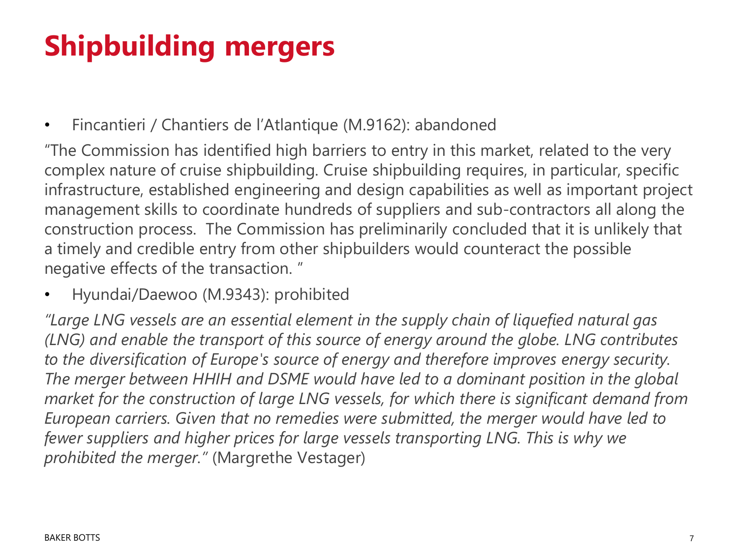# Shipbuilding mergers

- Fincantieri / Chantiers de l'Atlantique (M.9162): abandoned

"The Commission has identified high barriers to entry in this market, related to the very complex nature of cruise shipbuilding. Cruise shipbuilding requires, in particular, specific infrastructure, established engineering and design capabilities as well as important project management skills to coordinate hundreds of suppliers and sub-contractors all along the construction process. The Commission has preliminarily concluded that it is unlikely that a timely and credible entry from other shipbuilders would counteract the possible negative effects of the transaction. "

- Hyundai/Daewoo (M.9343): prohibited

*"Large LNG vessels are an essential element in the supply chain of liquefied natural gas (LNG) and enable the transport of this source of energy around the globe. LNG contributes to the diversification of Europe's source of energy and therefore improves energy security. The merger between HHIH and DSME would have led to a dominant position in the global market for the construction of large LNG vessels, for which there is significant demand from European carriers. Given that no remedies were submitted, the merger would have led to fewer suppliers and higher prices for large vessels transporting LNG. This is why we prohibited the merger."* (Margrethe Vestager)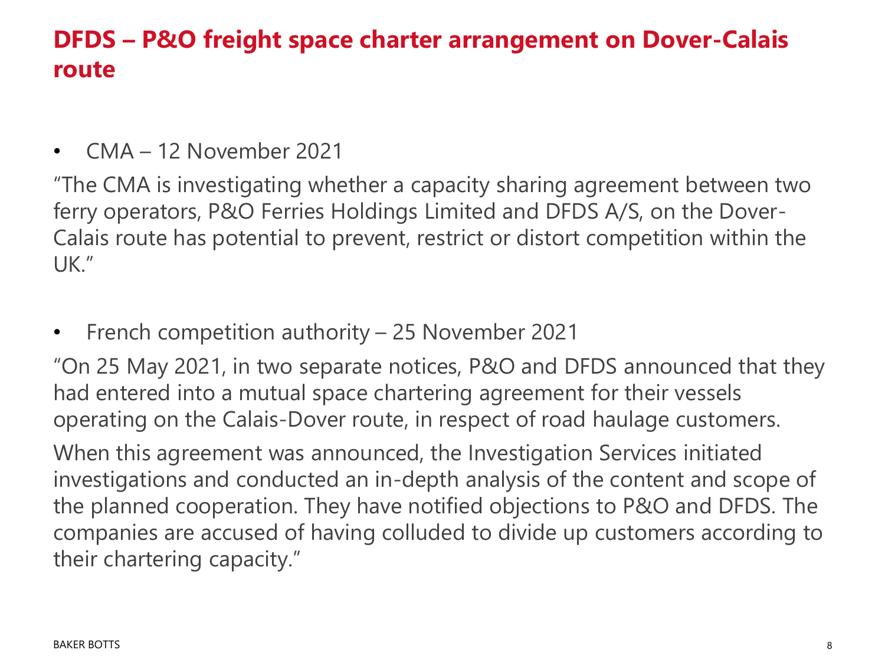## DFDS – P&O freight space charter arrangement on Dover-Calais route

- CMA – 12 November 2021

"The CMA is investigating whether a capacity sharing agreement between two ferry operators, P&O Ferries Holdings Limited and DFDS A/S, on the Dover-Calais route has potential to prevent, restrict or distort competition within the UK."

- French competition authority – 25 November 2021

"On 25 May 2021, in two separate notices, P&O and DFDS announced that they had entered into a mutual space chartering agreement for their vessels operating on the Calais-Dover route, in respect of road haulage customers.

When this agreement was announced, the Investigation Services initiated investigations and conducted an in-depth analysis of the content and scope of the planned cooperation. They have notified objections to P&O and DFDS. The companies are accused of having colluded to divide up customers according to their chartering capacity."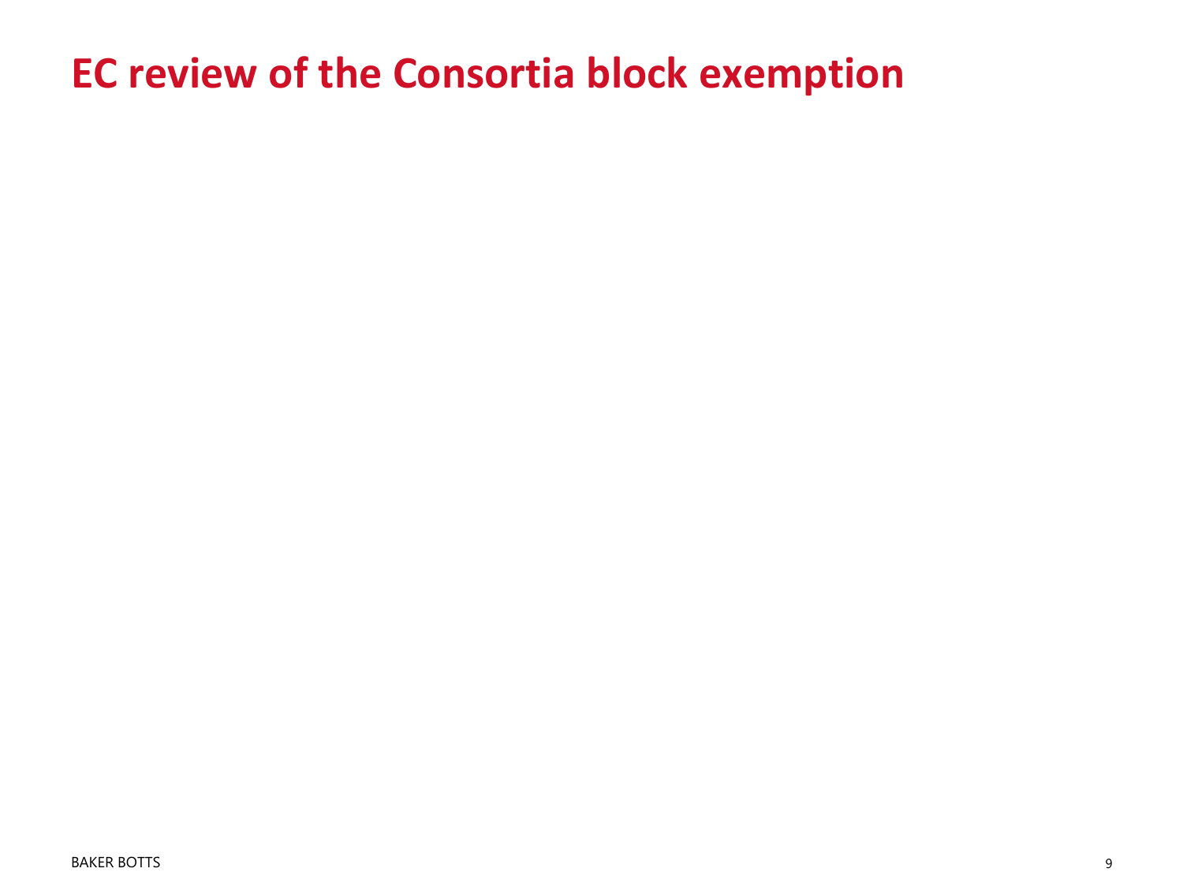# EC review of the Consortia block exemption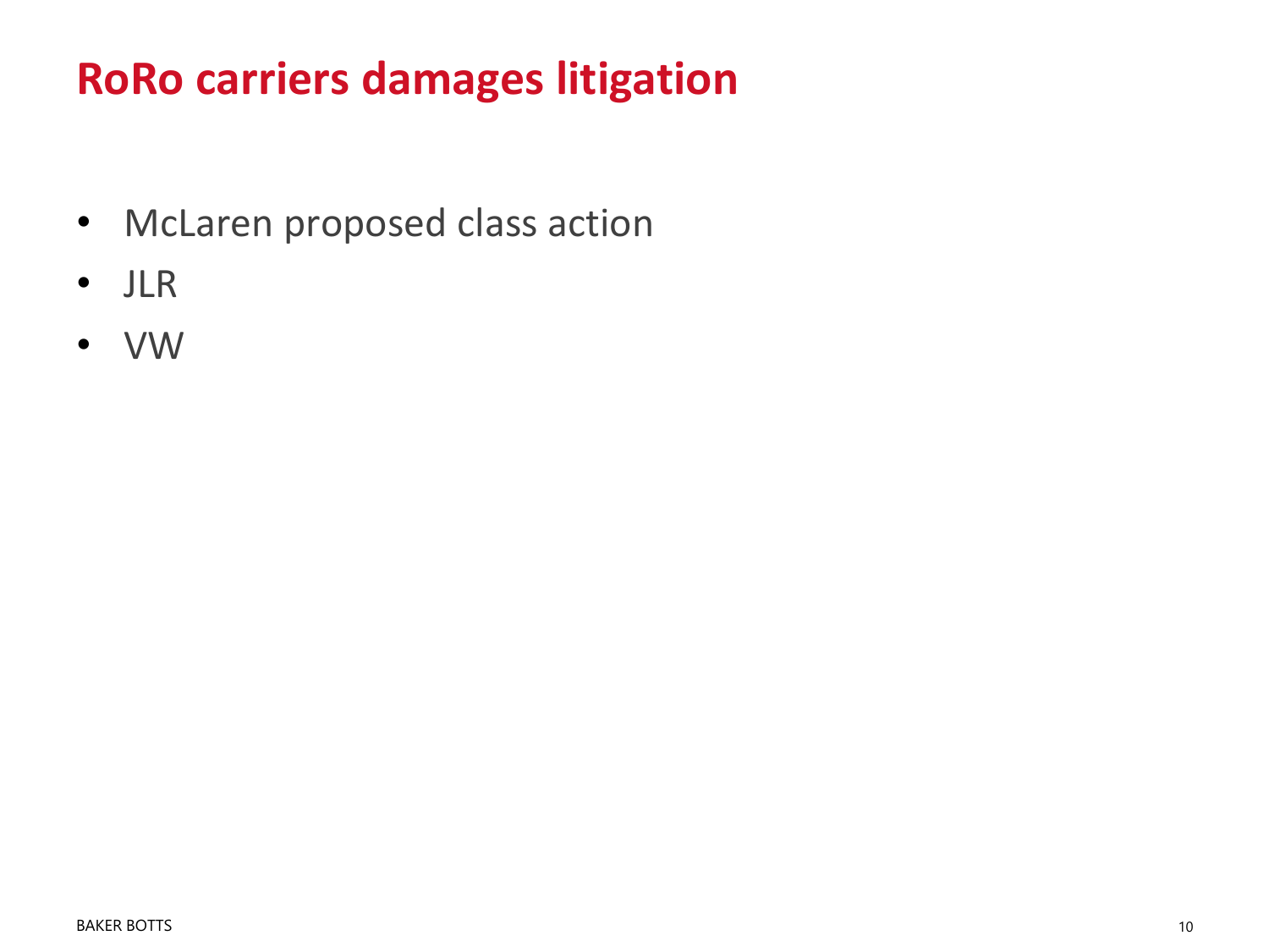# RoRo carriers damages litigation

- McLaren proposed class action
- JLR
- VW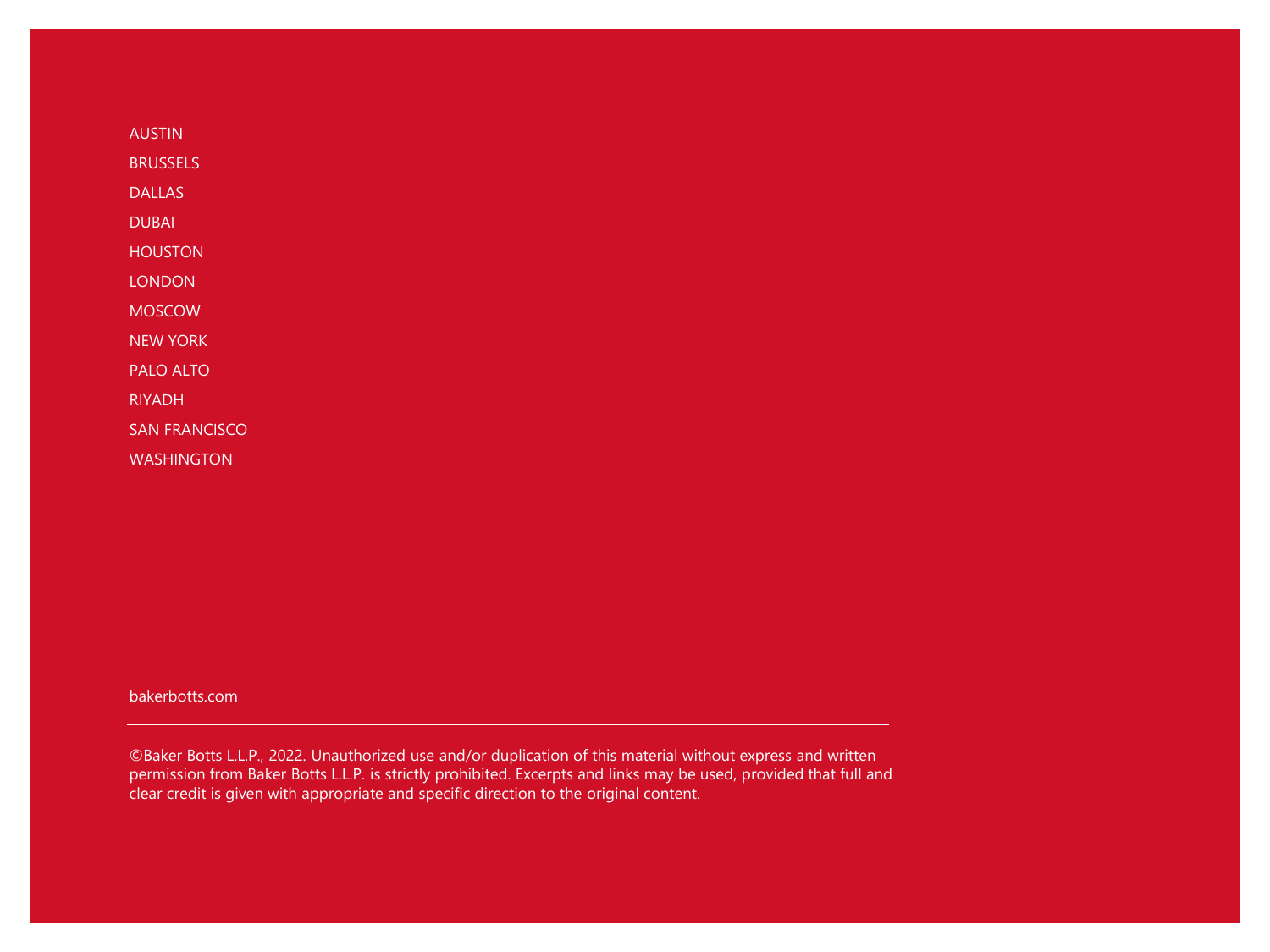AUSTIN

BRUSSELS

DALLAS

DUBAI

HOUSTON

LONDON

MOSCOW

NEW YORK

PALO ALTO

RIYADH

SAN FRANCISCO

WASHINGTON

bakerbotts.com

---

©Baker Botts L.L.P., 2022. Unauthorized use and/or duplication of this material without express and written permission from Baker Botts L.L.P. is strictly prohibited. Excerpts and links may be used, provided that full and clear credit is given with appropriate and specific direction to the original content.